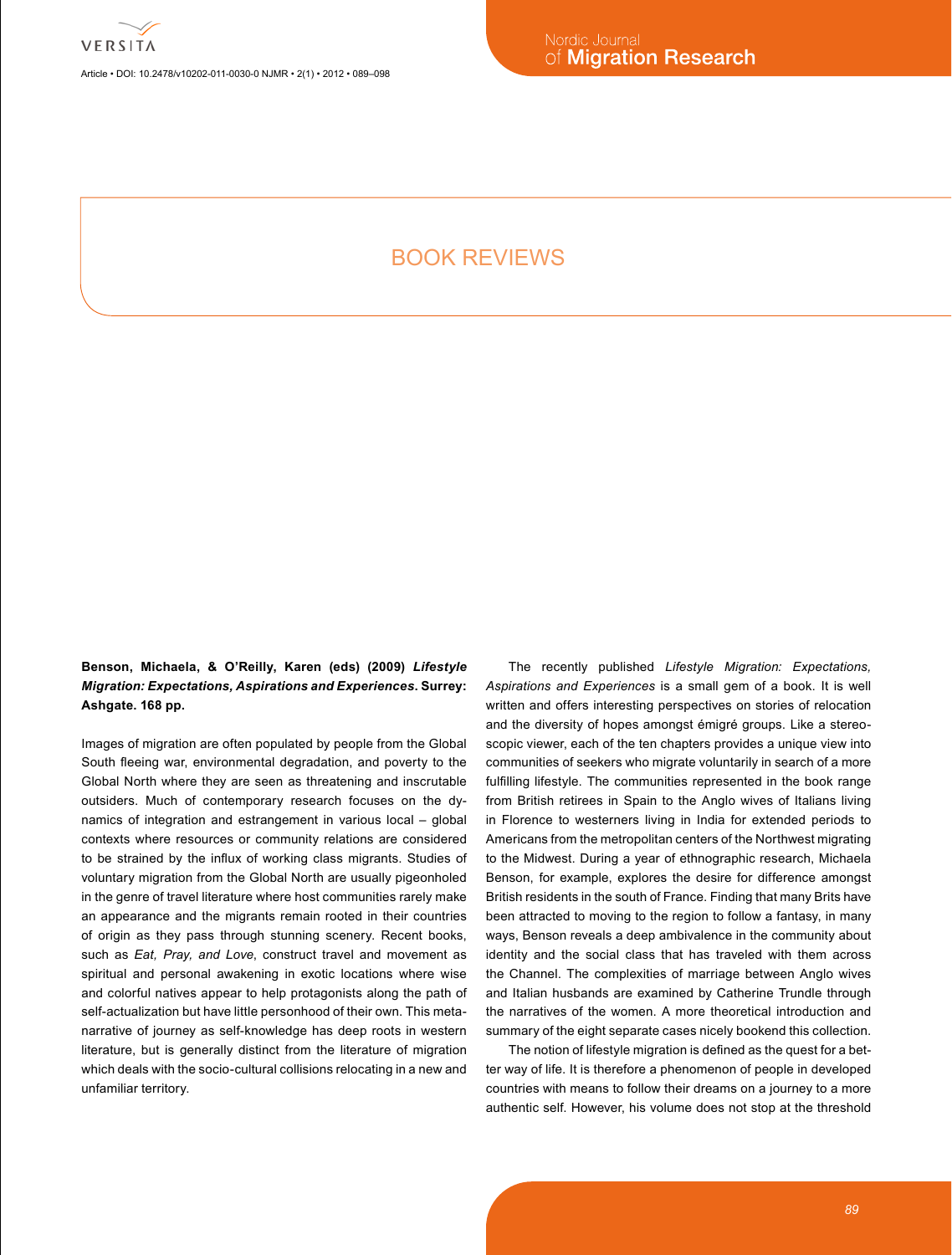# BOOK REVIEWS

**Benson, Michaela, & O'Reilly, Karen (eds) (2009) *Lifestyle Migration: Expectations, Aspirations and Experiences*. Surrey: Ashgate. 168 pp.**

Images of migration are often populated by people from the Global South fleeing war, environmental degradation, and poverty to the Global North where they are seen as threatening and inscrutable outsiders. Much of contemporary research focuses on the dynamics of integration and estrangement in various local – global contexts where resources or community relations are considered to be strained by the influx of working class migrants. Studies of voluntary migration from the Global North are usually pigeonholed in the genre of travel literature where host communities rarely make an appearance and the migrants remain rooted in their countries of origin as they pass through stunning scenery. Recent books, such as *Eat, Pray, and Love*, construct travel and movement as spiritual and personal awakening in exotic locations where wise and colorful natives appear to help protagonists along the path of self-actualization but have little personhood of their own. This meta-narrative of journey as self-knowledge has deep roots in western literature, but is generally distinct from the literature of migration which deals with the socio-cultural collisions relocating in a new and unfamiliar territory.

The recently published *Lifestyle Migration: Expectations, Aspirations and Experiences* is a small gem of a book. It is well written and offers interesting perspectives on stories of relocation and the diversity of hopes amongst émigré groups. Like a stereoscopic viewer, each of the ten chapters provides a unique view into communities of seekers who migrate voluntarily in search of a more fulfilling lifestyle. The communities represented in the book range from British retirees in Spain to the Anglo wives of Italians living in Florence to westerners living in India for extended periods to Americans from the metropolitan centers of the Northwest migrating to the Midwest. During a year of ethnographic research, Michaela Benson, for example, explores the desire for difference amongst British residents in the south of France. Finding that many Brits have been attracted to moving to the region to follow a fantasy, in many ways, Benson reveals a deep ambivalence in the community about identity and the social class that has traveled with them across the Channel. The complexities of marriage between Anglo wives and Italian husbands are examined by Catherine Trundle through the narratives of the women. A more theoretical introduction and summary of the eight separate cases nicely bookend this collection.

The notion of lifestyle migration is defined as the quest for a better way of life. It is therefore a phenomenon of people in developed countries with means to follow their dreams on a journey to a more authentic self. However, his volume does not stop at the threshold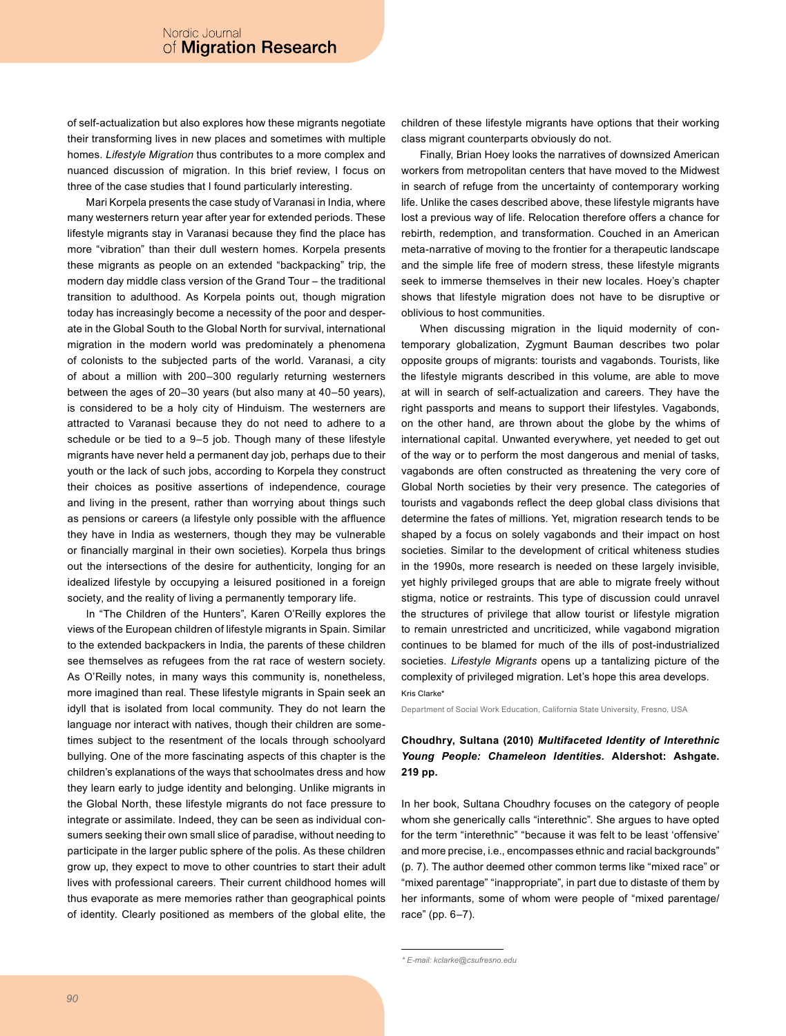of self-actualization but also explores how these migrants negotiate their transforming lives in new places and sometimes with multiple homes. *Lifestyle Migration* thus contributes to a more complex and nuanced discussion of migration. In this brief review, I focus on three of the case studies that I found particularly interesting.

Mari Korpela presents the case study of Varanasi in India, where many westerners return year after year for extended periods. These lifestyle migrants stay in Varanasi because they find the place has more "vibration" than their dull western homes. Korpela presents these migrants as people on an extended "backpacking" trip, the modern day middle class version of the Grand Tour – the traditional transition to adulthood. As Korpela points out, though migration today has increasingly become a necessity of the poor and desperate in the Global South to the Global North for survival, international migration in the modern world was predominately a phenomena of colonists to the subjected parts of the world. Varanasi, a city of about a million with 200–300 regularly returning westerners between the ages of 20–30 years (but also many at 40–50 years), is considered to be a holy city of Hinduism. The westerners are attracted to Varanasi because they do not need to adhere to a schedule or be tied to a 9–5 job. Though many of these lifestyle migrants have never held a permanent day job, perhaps due to their youth or the lack of such jobs, according to Korpela they construct their choices as positive assertions of independence, courage and living in the present, rather than worrying about things such as pensions or careers (a lifestyle only possible with the affluence they have in India as westerners, though they may be vulnerable or financially marginal in their own societies). Korpela thus brings out the intersections of the desire for authenticity, longing for an idealized lifestyle by occupying a leisured positioned in a foreign society, and the reality of living a permanently temporary life.

In "The Children of the Hunters", Karen O'Reilly explores the views of the European children of lifestyle migrants in Spain. Similar to the extended backpackers in India, the parents of these children see themselves as refugees from the rat race of western society. As O'Reilly notes, in many ways this community is, nonetheless, more imagined than real. These lifestyle migrants in Spain seek an idyll that is isolated from local community. They do not learn the language nor interact with natives, though their children are sometimes subject to the resentment of the locals through schoolyard bullying. One of the more fascinating aspects of this chapter is the children's explanations of the ways that schoolmates dress and how they learn early to judge identity and belonging. Unlike migrants in the Global North, these lifestyle migrants do not face pressure to integrate or assimilate. Indeed, they can be seen as individual consumers seeking their own small slice of paradise, without needing to participate in the larger public sphere of the polis. As these children grow up, they expect to move to other countries to start their adult lives with professional careers. Their current childhood homes will thus evaporate as mere memories rather than geographical points of identity. Clearly positioned as members of the global elite, the children of these lifestyle migrants have options that their working class migrant counterparts obviously do not.

Finally, Brian Hoey looks the narratives of downsized American workers from metropolitan centers that have moved to the Midwest in search of refuge from the uncertainty of contemporary working life. Unlike the cases described above, these lifestyle migrants have lost a previous way of life. Relocation therefore offers a chance for rebirth, redemption, and transformation. Couched in an American meta-narrative of moving to the frontier for a therapeutic landscape and the simple life free of modern stress, these lifestyle migrants seek to immerse themselves in their new locales. Hoey's chapter shows that lifestyle migration does not have to be disruptive or oblivious to host communities.

When discussing migration in the liquid modernity of contemporary globalization, Zygmunt Bauman describes two polar opposite groups of migrants: tourists and vagabonds. Tourists, like the lifestyle migrants described in this volume, are able to move at will in search of self-actualization and careers. They have the right passports and means to support their lifestyles. Vagabonds, on the other hand, are thrown about the globe by the whims of international capital. Unwanted everywhere, yet needed to get out of the way or to perform the most dangerous and menial of tasks, vagabonds are often constructed as threatening the very core of Global North societies by their very presence. The categories of tourists and vagabonds reflect the deep global class divisions that determine the fates of millions. Yet, migration research tends to be shaped by a focus on solely vagabonds and their impact on host societies. Similar to the development of critical whiteness studies in the 1990s, more research is needed on these largely invisible, yet highly privileged groups that are able to migrate freely without stigma, notice or restraints. This type of discussion could unravel the structures of privilege that allow tourist or lifestyle migration to remain unrestricted and uncriticized, while vagabond migration continues to be blamed for much of the ills of post-industrialized societies. *Lifestyle Migrants* opens up a tantalizing picture of the complexity of privileged migration. Let's hope this area develops.

Kris Clarke*

Department of Social Work Education, California State University, Fresno, USA

**Choudhry, Sultana (2010) *Multifaceted Identity of Interethnic Young People: Chameleon Identities*. Aldershot: Ashgate. 219 pp.**

In her book, Sultana Choudhry focuses on the category of people whom she generically calls "interethnic". She argues to have opted for the term "interethnic" "because it was felt to be least 'offensive' and more precise, i.e., encompasses ethnic and racial backgrounds" (p. 7). The author deemed other common terms like "mixed race" or "mixed parentage" "inappropriate", in part due to distaste of them by her informants, some of whom were people of "mixed parentage/race" (pp. 6–7).

\* E-mail: kclarke@csufresno.edu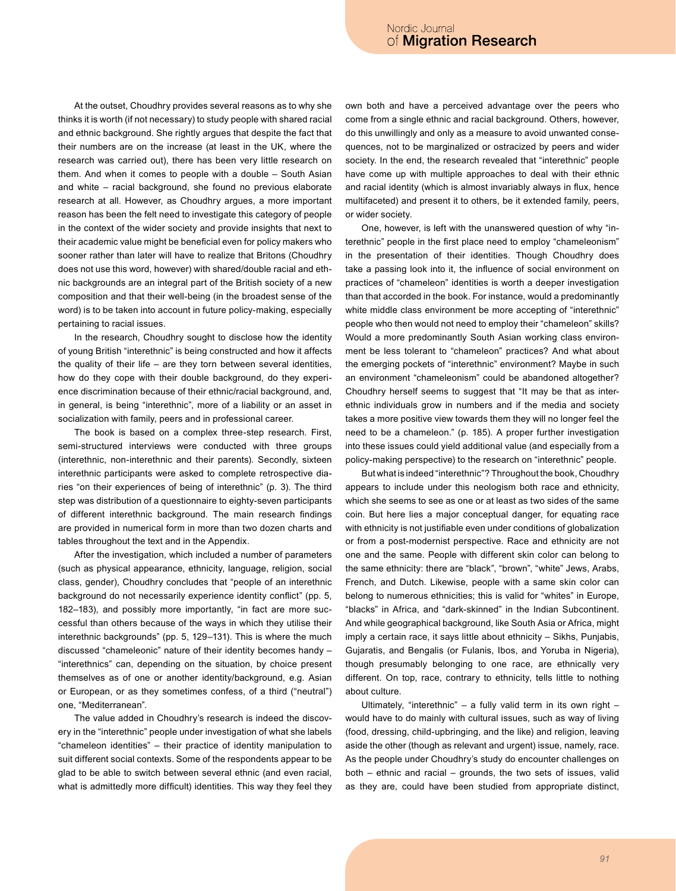At the outset, Choudhry provides several reasons as to why she thinks it is worth (if not necessary) to study people with shared racial and ethnic background. She rightly argues that despite the fact that their numbers are on the increase (at least in the UK, where the research was carried out), there has been very little research on them. And when it comes to people with a double – South Asian and white – racial background, she found no previous elaborate research at all. However, as Choudhry argues, a more important reason has been the felt need to investigate this category of people in the context of the wider society and provide insights that next to their academic value might be beneficial even for policy makers who sooner rather than later will have to realize that Britons (Choudhry does not use this word, however) with shared/double racial and ethnic backgrounds are an integral part of the British society of a new composition and that their well-being (in the broadest sense of the word) is to be taken into account in future policy-making, especially pertaining to racial issues.

In the research, Choudhry sought to disclose how the identity of young British "interethnic" is being constructed and how it affects the quality of their life – are they torn between several identities, how do they cope with their double background, do they experience discrimination because of their ethnic/racial background, and, in general, is being "interethnic", more of a liability or an asset in socialization with family, peers and in professional career.

The book is based on a complex three-step research. First, semi-structured interviews were conducted with three groups (interethnic, non-interethnic and their parents). Secondly, sixteen interethnic participants were asked to complete retrospective diaries "on their experiences of being of interethnic" (p. 3). The third step was distribution of a questionnaire to eighty-seven participants of different interethnic background. The main research findings are provided in numerical form in more than two dozen charts and tables throughout the text and in the Appendix.

After the investigation, which included a number of parameters (such as physical appearance, ethnicity, language, religion, social class, gender), Choudhry concludes that "people of an interethnic background do not necessarily experience identity conflict" (pp. 5, 182–183), and possibly more importantly, "in fact are more successful than others because of the ways in which they utilise their interethnic backgrounds" (pp. 5, 129–131). This is where the much discussed "chameleonic" nature of their identity becomes handy – "interethnics" can, depending on the situation, by choice present themselves as of one or another identity/background, e.g. Asian or European, or as they sometimes confess, of a third ("neutral") one, "Mediterranean".

The value added in Choudhry's research is indeed the discovery in the "interethnic" people under investigation of what she labels "chameleon identities" – their practice of identity manipulation to suit different social contexts. Some of the respondents appear to be glad to be able to switch between several ethnic (and even racial, what is admittedly more difficult) identities. This way they feel they own both and have a perceived advantage over the peers who come from a single ethnic and racial background. Others, however, do this unwillingly and only as a measure to avoid unwanted consequences, not to be marginalized or ostracized by peers and wider society. In the end, the research revealed that "interethnic" people have come up with multiple approaches to deal with their ethnic and racial identity (which is almost invariably always in flux, hence multifaceted) and present it to others, be it extended family, peers, or wider society.

One, however, is left with the unanswered question of why "interethnic" people in the first place need to employ "chameleonism" in the presentation of their identities. Though Choudhry does take a passing look into it, the influence of social environment on practices of "chameleon" identities is worth a deeper investigation than that accorded in the book. For instance, would a predominantly white middle class environment be more accepting of "interethnic" people who then would not need to employ their "chameleon" skills? Would a more predominantly South Asian working class environment be less tolerant to "chameleon" practices? And what about the emerging pockets of "interethnic" environment? Maybe in such an environment "chameleonism" could be abandoned altogether? Choudhry herself seems to suggest that "It may be that as interethnic individuals grow in numbers and if the media and society takes a more positive view towards them they will no longer feel the need to be a chameleon." (p. 185). A proper further investigation into these issues could yield additional value (and especially from a policy-making perspective) to the research on "interethnic" people.

But what is indeed "interethnic"? Throughout the book, Choudhry appears to include under this neologism both race and ethnicity, which she seems to see as one or at least as two sides of the same coin. But here lies a major conceptual danger, for equating race with ethnicity is not justifiable even under conditions of globalization or from a post-modernist perspective. Race and ethnicity are not one and the same. People with different skin color can belong to the same ethnicity: there are "black", "brown", "white" Jews, Arabs, French, and Dutch. Likewise, people with a same skin color can belong to numerous ethnicities; this is valid for "whites" in Europe, "blacks" in Africa, and "dark-skinned" in the Indian Subcontinent. And while geographical background, like South Asia or Africa, might imply a certain race, it says little about ethnicity – Sikhs, Punjabis, Gujaratis, and Bengalis (or Fulanis, Ibos, and Yoruba in Nigeria), though presumably belonging to one race, are ethnically very different. On top, race, contrary to ethnicity, tells little to nothing about culture.

Ultimately, "interethnic" – a fully valid term in its own right – would have to do mainly with cultural issues, such as way of living (food, dressing, child-upbringing, and the like) and religion, leaving aside the other (though as relevant and urgent) issue, namely, race. As the people under Choudhry's study do encounter challenges on both – ethnic and racial – grounds, the two sets of issues, valid as they are, could have been studied from appropriate distinct,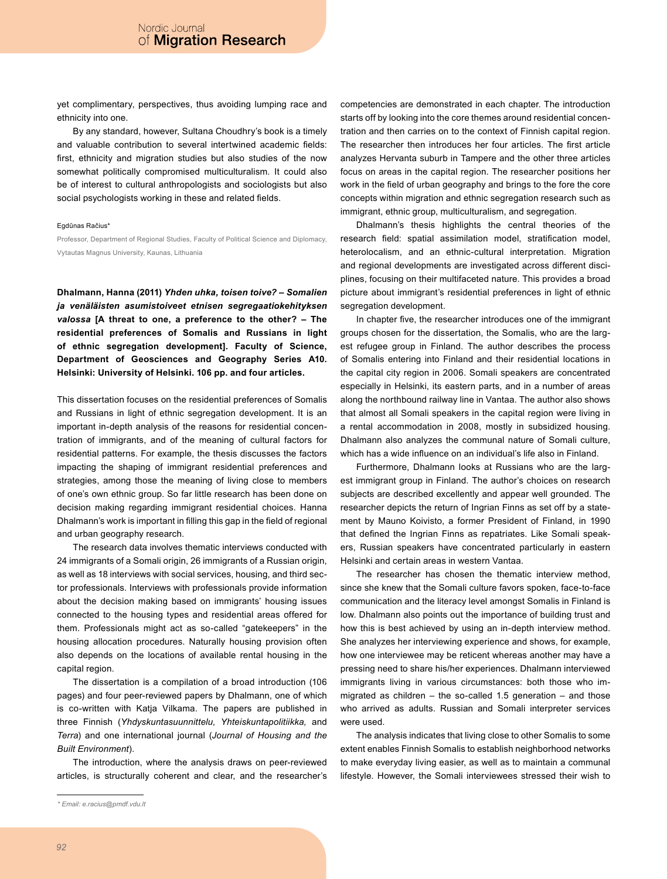yet complimentary, perspectives, thus avoiding lumping race and ethnicity into one.

By any standard, however, Sultana Choudhry's book is a timely and valuable contribution to several intertwined academic fields: first, ethnicity and migration studies but also studies of the now somewhat politically compromised multiculturalism. It could also be of interest to cultural anthropologists and sociologists but also social psychologists working in these and related fields.

Egdūnas Račius*

Professor, Department of Regional Studies, Faculty of Political Science and Diplomacy, Vytautas Magnus University, Kaunas, Lithuania

**Dhalmann, Hanna (2011) *Yhden uhka, toisen toive? – Somalien ja venäläisten asumistoiveet etnisen segregaatiokehityksen valossa* [A threat to one, a preference to the other? – The residential preferences of Somalis and Russians in light of ethnic segregation development]. Faculty of Science, Department of Geosciences and Geography Series A10. Helsinki: University of Helsinki. 106 pp. and four articles.**

This dissertation focuses on the residential preferences of Somalis and Russians in light of ethnic segregation development. It is an important in-depth analysis of the reasons for residential concentration of immigrants, and of the meaning of cultural factors for residential patterns. For example, the thesis discusses the factors impacting the shaping of immigrant residential preferences and strategies, among those the meaning of living close to members of one's own ethnic group. So far little research has been done on decision making regarding immigrant residential choices. Hanna Dhalmann's work is important in filling this gap in the field of regional and urban geography research.

The research data involves thematic interviews conducted with 24 immigrants of a Somali origin, 26 immigrants of a Russian origin, as well as 18 interviews with social services, housing, and third sector professionals. Interviews with professionals provide information about the decision making based on immigrants' housing issues connected to the housing types and residential areas offered for them. Professionals might act as so-called "gatekeepers" in the housing allocation procedures. Naturally housing provision often also depends on the locations of available rental housing in the capital region.

The dissertation is a compilation of a broad introduction (106 pages) and four peer-reviewed papers by Dhalmann, one of which is co-written with Katja Vilkama. The papers are published in three Finnish (*Yhdyskuntasuunnittelu, Yhteiskuntapolitiikka,* and *Terra*) and one international journal (*Journal of Housing and the Built Environment*).

The introduction, where the analysis draws on peer-reviewed articles, is structurally coherent and clear, and the researcher's competencies are demonstrated in each chapter. The introduction starts off by looking into the core themes around residential concentration and then carries on to the context of Finnish capital region. The researcher then introduces her four articles. The first article analyzes Hervanta suburb in Tampere and the other three articles focus on areas in the capital region. The researcher positions her work in the field of urban geography and brings to the fore the core concepts within migration and ethnic segregation research such as immigrant, ethnic group, multiculturalism, and segregation.

Dhalmann's thesis highlights the central theories of the research field: spatial assimilation model, stratification model, heterolocalism, and an ethnic-cultural interpretation. Migration and regional developments are investigated across different disciplines, focusing on their multifaceted nature. This provides a broad picture about immigrant's residential preferences in light of ethnic segregation development.

In chapter five, the researcher introduces one of the immigrant groups chosen for the dissertation, the Somalis, who are the largest refugee group in Finland. The author describes the process of Somalis entering into Finland and their residential locations in the capital city region in 2006. Somali speakers are concentrated especially in Helsinki, its eastern parts, and in a number of areas along the northbound railway line in Vantaa. The author also shows that almost all Somali speakers in the capital region were living in a rental accommodation in 2008, mostly in subsidized housing. Dhalmann also analyzes the communal nature of Somali culture, which has a wide influence on an individual's life also in Finland.

Furthermore, Dhalmann looks at Russians who are the largest immigrant group in Finland. The author's choices on research subjects are described excellently and appear well grounded. The researcher depicts the return of Ingrian Finns as set off by a statement by Mauno Koivisto, a former President of Finland, in 1990 that defined the Ingrian Finns as repatriates. Like Somali speakers, Russian speakers have concentrated particularly in eastern Helsinki and certain areas in western Vantaa.

The researcher has chosen the thematic interview method, since she knew that the Somali culture favors spoken, face-to-face communication and the literacy level amongst Somalis in Finland is low. Dhalmann also points out the importance of building trust and how this is best achieved by using an in-depth interview method. She analyzes her interviewing experience and shows, for example, how one interviewee may be reticent whereas another may have a pressing need to share his/her experiences. Dhalmann interviewed immigrants living in various circumstances: both those who immigrated as children – the so-called 1.5 generation – and those who arrived as adults. Russian and Somali interpreter services were used.

The analysis indicates that living close to other Somalis to some extent enables Finnish Somalis to establish neighborhood networks to make everyday living easier, as well as to maintain a communal lifestyle. However, the Somali interviewees stressed their wish to

\* Email: e.racius@pmdf.vdu.lt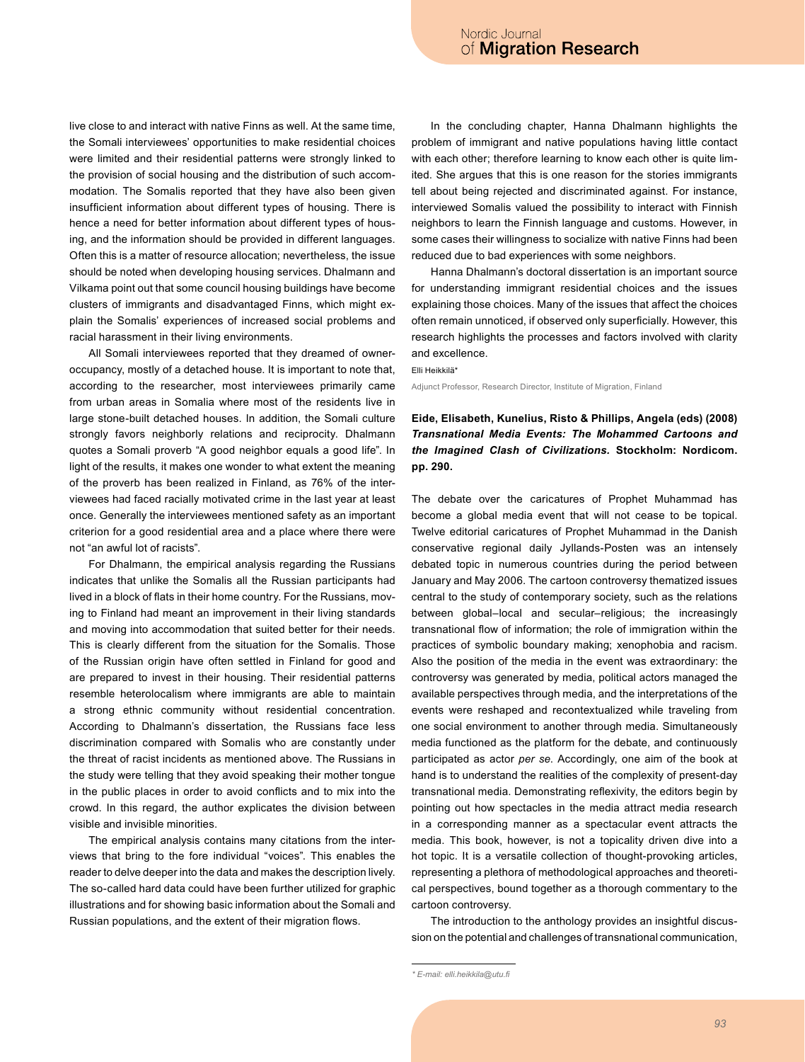live close to and interact with native Finns as well. At the same time, the Somali interviewees' opportunities to make residential choices were limited and their residential patterns were strongly linked to the provision of social housing and the distribution of such accommodation. The Somalis reported that they have also been given insufficient information about different types of housing. There is hence a need for better information about different types of housing, and the information should be provided in different languages. Often this is a matter of resource allocation; nevertheless, the issue should be noted when developing housing services. Dhalmann and Vilkama point out that some council housing buildings have become clusters of immigrants and disadvantaged Finns, which might explain the Somalis' experiences of increased social problems and racial harassment in their living environments.

All Somali interviewees reported that they dreamed of owner-occupancy, mostly of a detached house. It is important to note that, according to the researcher, most interviewees primarily came from urban areas in Somalia where most of the residents live in large stone-built detached houses. In addition, the Somali culture strongly favors neighborly relations and reciprocity. Dhalmann quotes a Somali proverb "A good neighbor equals a good life". In light of the results, it makes one wonder to what extent the meaning of the proverb has been realized in Finland, as 76% of the interviewees had faced racially motivated crime in the last year at least once. Generally the interviewees mentioned safety as an important criterion for a good residential area and a place where there were not "an awful lot of racists".

For Dhalmann, the empirical analysis regarding the Russians indicates that unlike the Somalis all the Russian participants had lived in a block of flats in their home country. For the Russians, moving to Finland had meant an improvement in their living standards and moving into accommodation that suited better for their needs. This is clearly different from the situation for the Somalis. Those of the Russian origin have often settled in Finland for good and are prepared to invest in their housing. Their residential patterns resemble heterolocalism where immigrants are able to maintain a strong ethnic community without residential concentration. According to Dhalmann's dissertation, the Russians face less discrimination compared with Somalis who are constantly under the threat of racist incidents as mentioned above. The Russians in the study were telling that they avoid speaking their mother tongue in the public places in order to avoid conflicts and to mix into the crowd. In this regard, the author explicates the division between visible and invisible minorities.

The empirical analysis contains many citations from the interviews that bring to the fore individual "voices". This enables the reader to delve deeper into the data and makes the description lively. The so-called hard data could have been further utilized for graphic illustrations and for showing basic information about the Somali and Russian populations, and the extent of their migration flows.

In the concluding chapter, Hanna Dhalmann highlights the problem of immigrant and native populations having little contact with each other; therefore learning to know each other is quite limited. She argues that this is one reason for the stories immigrants tell about being rejected and discriminated against. For instance, interviewed Somalis valued the possibility to interact with Finnish neighbors to learn the Finnish language and customs. However, in some cases their willingness to socialize with native Finns had been reduced due to bad experiences with some neighbors.

Hanna Dhalmann's doctoral dissertation is an important source for understanding immigrant residential choices and the issues explaining those choices. Many of the issues that affect the choices often remain unnoticed, if observed only superficially. However, this research highlights the processes and factors involved with clarity and excellence.

Elli Heikkilä*

Adjunct Professor, Research Director, Institute of Migration, Finland

**Eide, Elisabeth, Kunelius, Risto & Phillips, Angela (eds) (2008) *Transnational Media Events: The Mohammed Cartoons and the Imagined Clash of Civilizations.* Stockholm: Nordicom. pp. 290.**

The debate over the caricatures of Prophet Muhammad has become a global media event that will not cease to be topical. Twelve editorial caricatures of Prophet Muhammad in the Danish conservative regional daily Jyllands-Posten was an intensely debated topic in numerous countries during the period between January and May 2006. The cartoon controversy thematized issues central to the study of contemporary society, such as the relations between global–local and secular–religious; the increasingly transnational flow of information; the role of immigration within the practices of symbolic boundary making; xenophobia and racism. Also the position of the media in the event was extraordinary: the controversy was generated by media, political actors managed the available perspectives through media, and the interpretations of the events were reshaped and recontextualized while traveling from one social environment to another through media. Simultaneously media functioned as the platform for the debate, and continuously participated as actor *per se*. Accordingly, one aim of the book at hand is to understand the realities of the complexity of present-day transnational media. Demonstrating reflexivity, the editors begin by pointing out how spectacles in the media attract media research in a corresponding manner as a spectacular event attracts the media. This book, however, is not a topicality driven dive into a hot topic. It is a versatile collection of thought-provoking articles, representing a plethora of methodological approaches and theoretical perspectives, bound together as a thorough commentary to the cartoon controversy.

The introduction to the anthology provides an insightful discussion on the potential and challenges of transnational communication,

* E-mail: elli.heikkila@utu.fi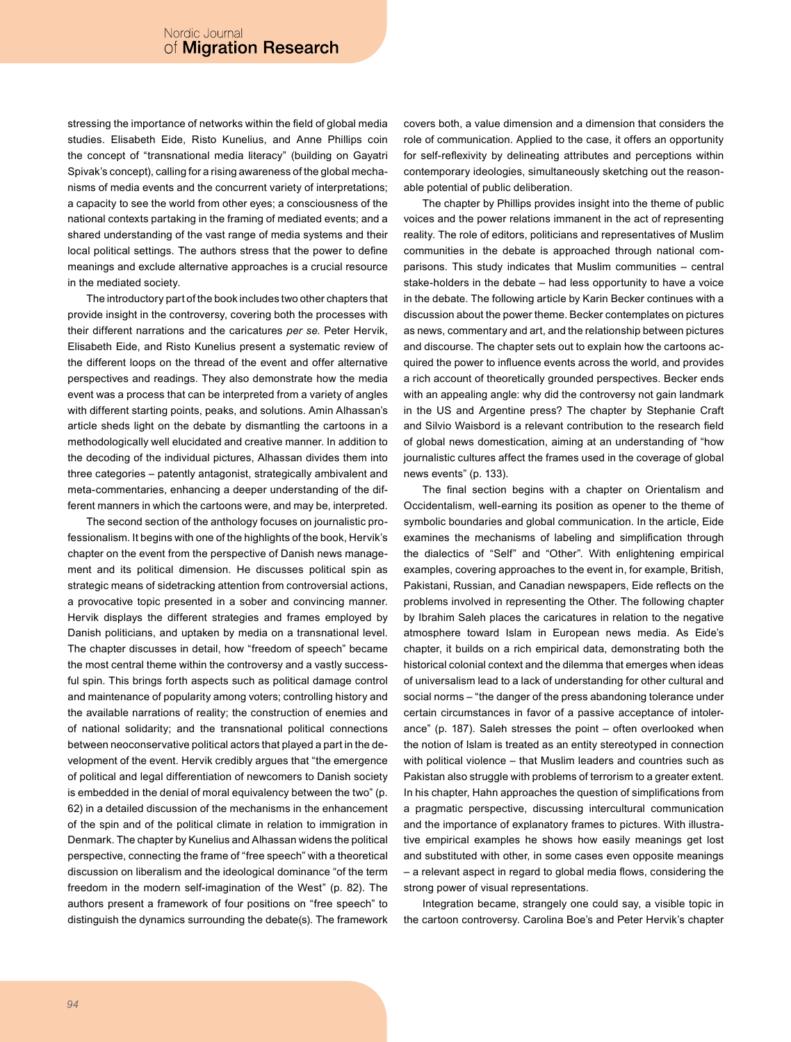stressing the importance of networks within the field of global media studies. Elisabeth Eide, Risto Kunelius, and Anne Phillips coin the concept of "transnational media literacy" (building on Gayatri Spivak's concept), calling for a rising awareness of the global mechanisms of media events and the concurrent variety of interpretations; a capacity to see the world from other eyes; a consciousness of the national contexts partaking in the framing of mediated events; and a shared understanding of the vast range of media systems and their local political settings. The authors stress that the power to define meanings and exclude alternative approaches is a crucial resource in the mediated society.

The introductory part of the book includes two other chapters that provide insight in the controversy, covering both the processes with their different narrations and the caricatures *per se*. Peter Hervik, Elisabeth Eide, and Risto Kunelius present a systematic review of the different loops on the thread of the event and offer alternative perspectives and readings. They also demonstrate how the media event was a process that can be interpreted from a variety of angles with different starting points, peaks, and solutions. Amin Alhassan's article sheds light on the debate by dismantling the cartoons in a methodologically well elucidated and creative manner. In addition to the decoding of the individual pictures, Alhassan divides them into three categories – patently antagonist, strategically ambivalent and meta-commentaries, enhancing a deeper understanding of the different manners in which the cartoons were, and may be, interpreted.

The second section of the anthology focuses on journalistic professionalism. It begins with one of the highlights of the book, Hervik's chapter on the event from the perspective of Danish news management and its political dimension. He discusses political spin as strategic means of sidetracking attention from controversial actions, a provocative topic presented in a sober and convincing manner. Hervik displays the different strategies and frames employed by Danish politicians, and uptaken by media on a transnational level. The chapter discusses in detail, how "freedom of speech" became the most central theme within the controversy and a vastly successful spin. This brings forth aspects such as political damage control and maintenance of popularity among voters; controlling history and the available narrations of reality; the construction of enemies and of national solidarity; and the transnational political connections between neoconservative political actors that played a part in the development of the event. Hervik credibly argues that "the emergence of political and legal differentiation of newcomers to Danish society is embedded in the denial of moral equivalency between the two" (p. 62) in a detailed discussion of the mechanisms in the enhancement of the spin and of the political climate in relation to immigration in Denmark. The chapter by Kunelius and Alhassan widens the political perspective, connecting the frame of "free speech" with a theoretical discussion on liberalism and the ideological dominance "of the term freedom in the modern self-imagination of the West" (p. 82). The authors present a framework of four positions on "free speech" to distinguish the dynamics surrounding the debate(s). The framework covers both, a value dimension and a dimension that considers the role of communication. Applied to the case, it offers an opportunity for self-reflexivity by delineating attributes and perceptions within contemporary ideologies, simultaneously sketching out the reasonable potential of public deliberation.

The chapter by Phillips provides insight into the theme of public voices and the power relations immanent in the act of representing reality. The role of editors, politicians and representatives of Muslim communities in the debate is approached through national comparisons. This study indicates that Muslim communities – central stake-holders in the debate – had less opportunity to have a voice in the debate. The following article by Karin Becker continues with a discussion about the power theme. Becker contemplates on pictures as news, commentary and art, and the relationship between pictures and discourse. The chapter sets out to explain how the cartoons acquired the power to influence events across the world, and provides a rich account of theoretically grounded perspectives. Becker ends with an appealing angle: why did the controversy not gain landmark in the US and Argentine press? The chapter by Stephanie Craft and Silvio Waisbord is a relevant contribution to the research field of global news domestication, aiming at an understanding of "how journalistic cultures affect the frames used in the coverage of global news events" (p. 133).

The final section begins with a chapter on Orientalism and Occidentalism, well-earning its position as opener to the theme of symbolic boundaries and global communication. In the article, Eide examines the mechanisms of labeling and simplification through the dialectics of "Self" and "Other". With enlightening empirical examples, covering approaches to the event in, for example, British, Pakistani, Russian, and Canadian newspapers, Eide reflects on the problems involved in representing the Other. The following chapter by Ibrahim Saleh places the caricatures in relation to the negative atmosphere toward Islam in European news media. As Eide's chapter, it builds on a rich empirical data, demonstrating both the historical colonial context and the dilemma that emerges when ideas of universalism lead to a lack of understanding for other cultural and social norms – "the danger of the press abandoning tolerance under certain circumstances in favor of a passive acceptance of intolerance" (p. 187). Saleh stresses the point – often overlooked when the notion of Islam is treated as an entity stereotyped in connection with political violence – that Muslim leaders and countries such as Pakistan also struggle with problems of terrorism to a greater extent. In his chapter, Hahn approaches the question of simplifications from a pragmatic perspective, discussing intercultural communication and the importance of explanatory frames to pictures. With illustrative empirical examples he shows how easily meanings get lost and substituted with other, in some cases even opposite meanings – a relevant aspect in regard to global media flows, considering the strong power of visual representations.

Integration became, strangely one could say, a visible topic in the cartoon controversy. Carolina Boe's and Peter Hervik's chapter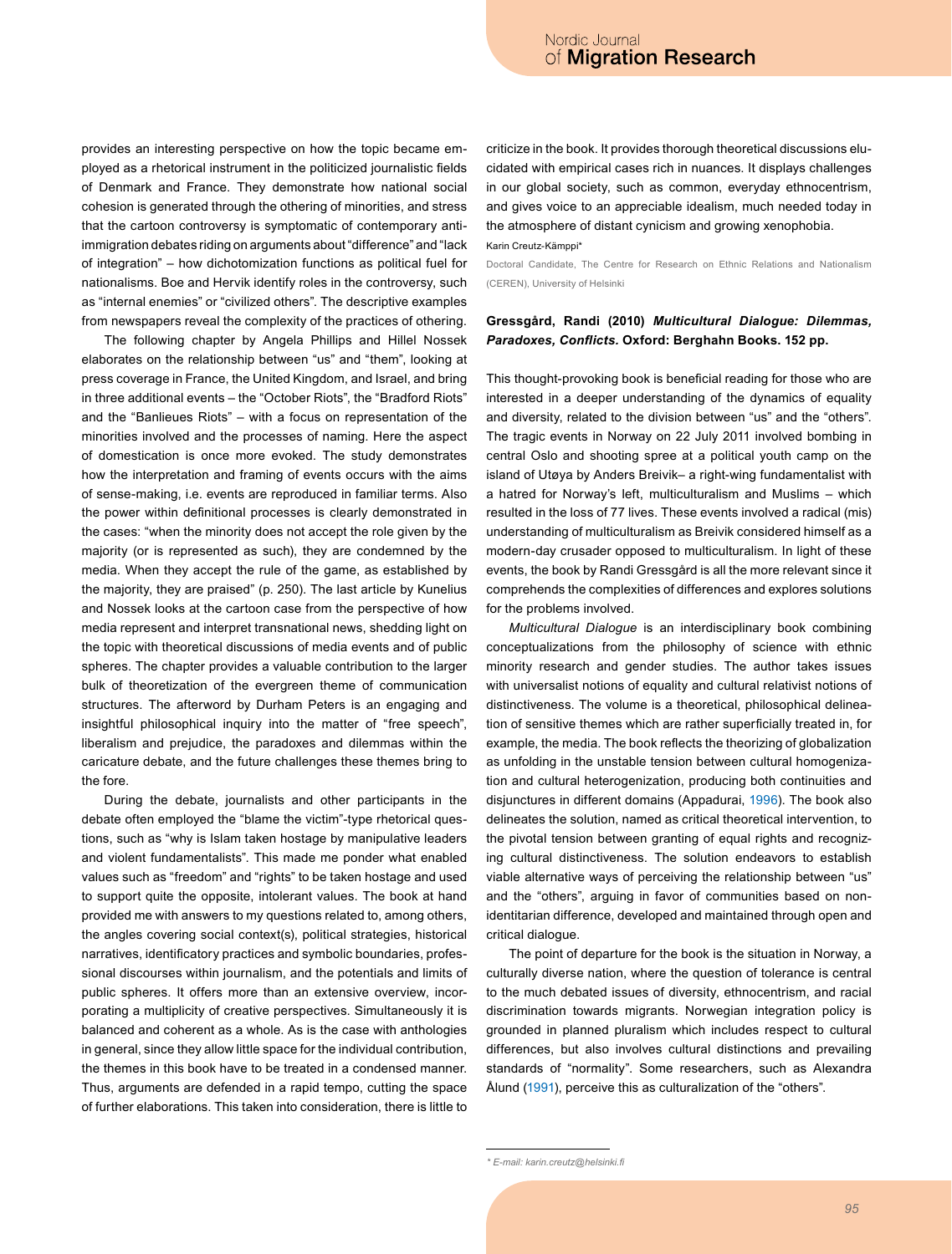provides an interesting perspective on how the topic became employed as a rhetorical instrument in the politicized journalistic fields of Denmark and France. They demonstrate how national social cohesion is generated through the othering of minorities, and stress that the cartoon controversy is symptomatic of contemporary anti-immigration debates riding on arguments about "difference" and "lack of integration" – how dichotomization functions as political fuel for nationalisms. Boe and Hervik identify roles in the controversy, such as "internal enemies" or "civilized others". The descriptive examples from newspapers reveal the complexity of the practices of othering.

The following chapter by Angela Phillips and Hillel Nossek elaborates on the relationship between "us" and "them", looking at press coverage in France, the United Kingdom, and Israel, and bring in three additional events – the "October Riots", the "Bradford Riots" and the "Banlieues Riots" – with a focus on representation of the minorities involved and the processes of naming. Here the aspect of domestication is once more evoked. The study demonstrates how the interpretation and framing of events occurs with the aims of sense-making, i.e. events are reproduced in familiar terms. Also the power within definitional processes is clearly demonstrated in the cases: "when the minority does not accept the role given by the majority (or is represented as such), they are condemned by the media. When they accept the rule of the game, as established by the majority, they are praised" (p. 250). The last article by Kunelius and Nossek looks at the cartoon case from the perspective of how media represent and interpret transnational news, shedding light on the topic with theoretical discussions of media events and of public spheres. The chapter provides a valuable contribution to the larger bulk of theoretization of the evergreen theme of communication structures. The afterword by Durham Peters is an engaging and insightful philosophical inquiry into the matter of "free speech", liberalism and prejudice, the paradoxes and dilemmas within the caricature debate, and the future challenges these themes bring to the fore.

During the debate, journalists and other participants in the debate often employed the "blame the victim"-type rhetorical questions, such as "why is Islam taken hostage by manipulative leaders and violent fundamentalists". This made me ponder what enabled values such as "freedom" and "rights" to be taken hostage and used to support quite the opposite, intolerant values. The book at hand provided me with answers to my questions related to, among others, the angles covering social context(s), political strategies, historical narratives, identificatory practices and symbolic boundaries, professional discourses within journalism, and the potentials and limits of public spheres. It offers more than an extensive overview, incorporating a multiplicity of creative perspectives. Simultaneously it is balanced and coherent as a whole. As is the case with anthologies in general, since they allow little space for the individual contribution, the themes in this book have to be treated in a condensed manner. Thus, arguments are defended in a rapid tempo, cutting the space of further elaborations. This taken into consideration, there is little to criticize in the book. It provides thorough theoretical discussions elucidated with empirical cases rich in nuances. It displays challenges in our global society, such as common, everyday ethnocentrism, and gives voice to an appreciable idealism, much needed today in the atmosphere of distant cynicism and growing xenophobia.

Karin Creutz-Kämppi*

Doctoral Candidate, The Centre for Research on Ethnic Relations and Nationalism (CEREN), University of Helsinki

**Gressgård, Randi (2010) *Multicultural Dialogue: Dilemmas, Paradoxes, Conflicts.* Oxford: Berghahn Books. 152 pp.**

This thought-provoking book is beneficial reading for those who are interested in a deeper understanding of the dynamics of equality and diversity, related to the division between "us" and the "others". The tragic events in Norway on 22 July 2011 involved bombing in central Oslo and shooting spree at a political youth camp on the island of Utøya by Anders Breivik– a right-wing fundamentalist with a hatred for Norway's left, multiculturalism and Muslims – which resulted in the loss of 77 lives. These events involved a radical (mis) understanding of multiculturalism as Breivik considered himself as a modern-day crusader opposed to multiculturalism. In light of these events, the book by Randi Gressgård is all the more relevant since it comprehends the complexities of differences and explores solutions for the problems involved.

*Multicultural Dialogue* is an interdisciplinary book combining conceptualizations from the philosophy of science with ethnic minority research and gender studies. The author takes issues with universalist notions of equality and cultural relativist notions of distinctiveness. The volume is a theoretical, philosophical delineation of sensitive themes which are rather superficially treated in, for example, the media. The book reflects the theorizing of globalization as unfolding in the unstable tension between cultural homogenization and cultural heterogenization, producing both continuities and disjunctures in different domains (Appadurai, 1996). The book also delineates the solution, named as critical theoretical intervention, to the pivotal tension between granting of equal rights and recognizing cultural distinctiveness. The solution endeavors to establish viable alternative ways of perceiving the relationship between "us" and the "others", arguing in favor of communities based on non-identitarian difference, developed and maintained through open and critical dialogue.

The point of departure for the book is the situation in Norway, a culturally diverse nation, where the question of tolerance is central to the much debated issues of diversity, ethnocentrism, and racial discrimination towards migrants. Norwegian integration policy is grounded in planned pluralism which includes respect to cultural differences, but also involves cultural distinctions and prevailing standards of "normality". Some researchers, such as Alexandra Ålund (1991), perceive this as culturalization of the "others".

* E-mail: karin.creutz@helsinki.fi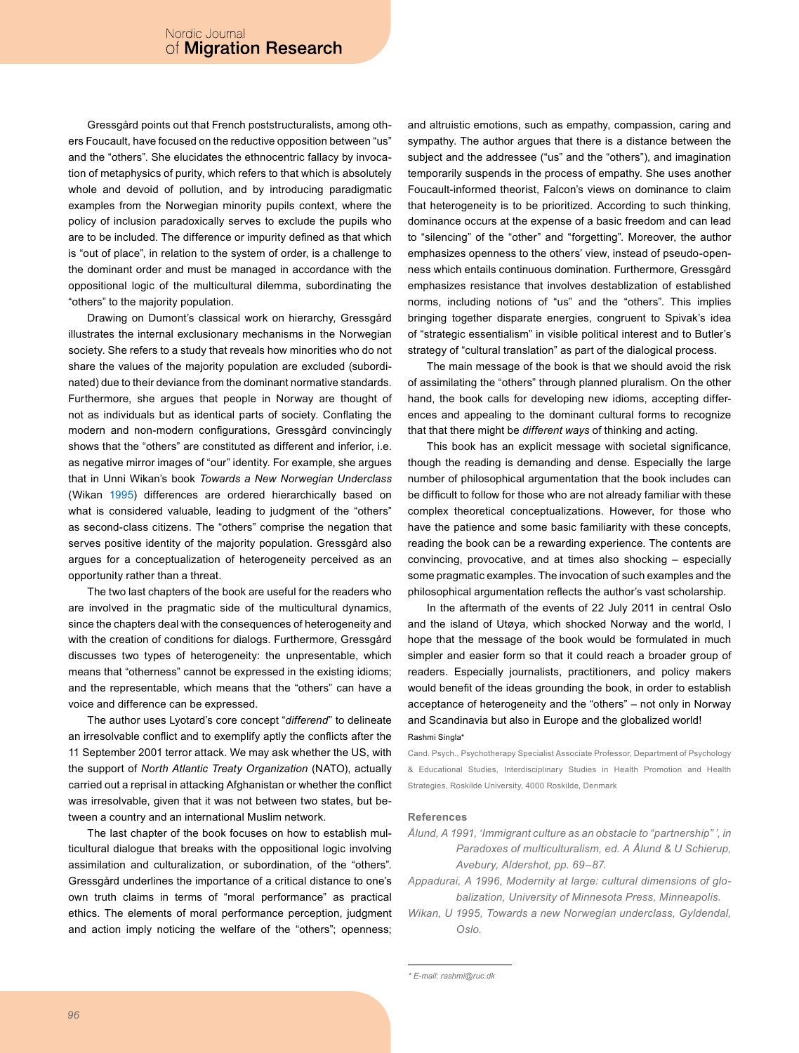Gressgård points out that French poststructuralists, among others Foucault, have focused on the reductive opposition between "us" and the "others". She elucidates the ethnocentric fallacy by invocation of metaphysics of purity, which refers to that which is absolutely whole and devoid of pollution, and by introducing paradigmatic examples from the Norwegian minority pupils context, where the policy of inclusion paradoxically serves to exclude the pupils who are to be included. The difference or impurity defined as that which is "out of place", in relation to the system of order, is a challenge to the dominant order and must be managed in accordance with the oppositional logic of the multicultural dilemma, subordinating the "others" to the majority population.

Drawing on Dumont's classical work on hierarchy, Gressgård illustrates the internal exclusionary mechanisms in the Norwegian society. She refers to a study that reveals how minorities who do not share the values of the majority population are excluded (subordinated) due to their deviance from the dominant normative standards. Furthermore, she argues that people in Norway are thought of not as individuals but as identical parts of society. Conflating the modern and non-modern configurations, Gressgård convincingly shows that the "others" are constituted as different and inferior, i.e. as negative mirror images of "our" identity. For example, she argues that in Unni Wikan's book *Towards a New Norwegian Underclass* (Wikan 1995) differences are ordered hierarchically based on what is considered valuable, leading to judgment of the "others" as second-class citizens. The "others" comprise the negation that serves positive identity of the majority population. Gressgård also argues for a conceptualization of heterogeneity perceived as an opportunity rather than a threat.

The two last chapters of the book are useful for the readers who are involved in the pragmatic side of the multicultural dynamics, since the chapters deal with the consequences of heterogeneity and with the creation of conditions for dialogs. Furthermore, Gressgård discusses two types of heterogeneity: the unrepresentable, which means that "otherness" cannot be expressed in the existing idioms; and the representable, which means that the "others" can have a voice and difference can be expressed.

The author uses Lyotard's core concept "*differend*" to delineate an irresolvable conflict and to exemplify aptly the conflicts after the 11 September 2001 terror attack. We may ask whether the US, with the support of *North Atlantic Treaty Organization* (NATO), actually carried out a reprisal in attacking Afghanistan or whether the conflict was irresolvable, given that it was not between two states, but between a country and an international Muslim network.

The last chapter of the book focuses on how to establish multicultural dialogue that breaks with the oppositional logic involving assimilation and culturalization, or subordination, of the "others". Gressgård underlines the importance of a critical distance to one's own truth claims in terms of "moral performance" as practical ethics. The elements of moral performance perception, judgment and action imply noticing the welfare of the "others"; openness; and altruistic emotions, such as empathy, compassion, caring and sympathy. The author argues that there is a distance between the subject and the addressee ("us" and the "others"), and imagination temporarily suspends in the process of empathy. She uses another Foucault-informed theorist, Falcon's views on dominance to claim that heterogeneity is to be prioritized. According to such thinking, dominance occurs at the expense of a basic freedom and can lead to "silencing" of the "other" and "forgetting". Moreover, the author emphasizes openness to the others' view, instead of pseudo-openness which entails continuous domination. Furthermore, Gressgård emphasizes resistance that involves destablization of established norms, including notions of "us" and the "others". This implies bringing together disparate energies, congruent to Spivak's idea of "strategic essentialism" in visible political interest and to Butler's strategy of "cultural translation" as part of the dialogical process.

The main message of the book is that we should avoid the risk of assimilating the "others" through planned pluralism. On the other hand, the book calls for developing new idioms, accepting differences and appealing to the dominant cultural forms to recognize that that there might be *different ways* of thinking and acting.

This book has an explicit message with societal significance, though the reading is demanding and dense. Especially the large number of philosophical argumentation that the book includes can be difficult to follow for those who are not already familiar with these complex theoretical conceptualizations. However, for those who have the patience and some basic familiarity with these concepts, reading the book can be a rewarding experience. The contents are convincing, provocative, and at times also shocking – especially some pragmatic examples. The invocation of such examples and the philosophical argumentation reflects the author's vast scholarship.

In the aftermath of the events of 22 July 2011 in central Oslo and the island of Utøya, which shocked Norway and the world, I hope that the message of the book would be formulated in much simpler and easier form so that it could reach a broader group of readers. Especially journalists, practitioners, and policy makers would benefit of the ideas grounding the book, in order to establish acceptance of heterogeneity and the "others" – not only in Norway and Scandinavia but also in Europe and the globalized world!

Rashmi Singla*

Cand. Psych., Psychotherapy Specialist Associate Professor, Department of Psychology & Educational Studies, Interdisciplinary Studies in Health Promotion and Health Strategies, Roskilde University, 4000 Roskilde, Denmark

### References

*Ålund, A 1991, 'Immigrant culture as an obstacle to "partnership" ', in Paradoxes of multiculturalism, ed. A Ålund & U Schierup, Avebury, Aldershot, pp. 69–87.*

*Appadurai, A 1996, Modernity at large: cultural dimensions of globalization, University of Minnesota Press, Minneapolis.*

*Wikan, U 1995, Towards a new Norwegian underclass, Gyldendal, Oslo.*

* E-mail: rashmi@ruc.dk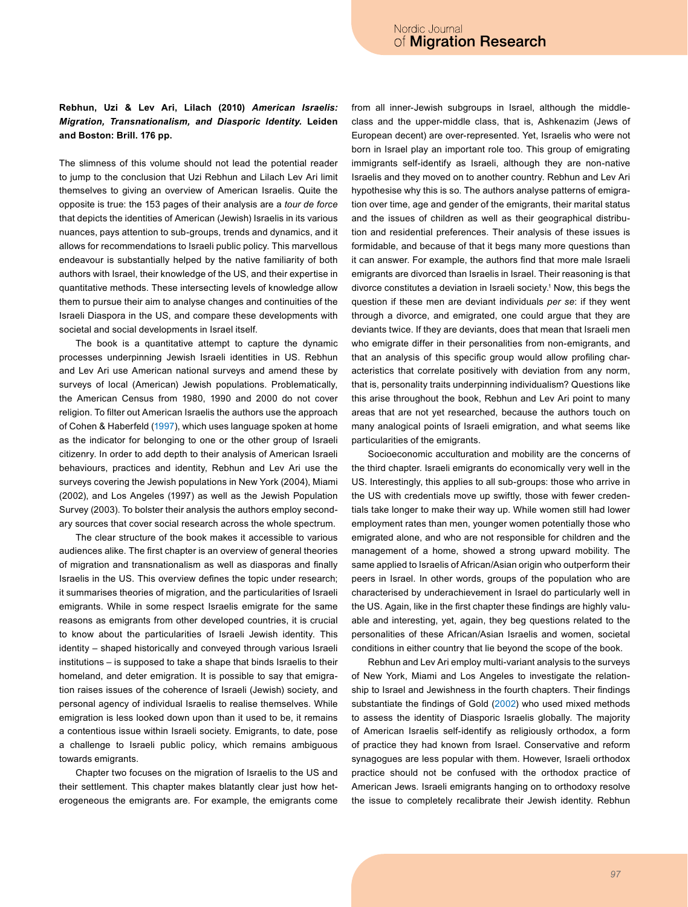**Rebhun, Uzi & Lev Ari, Lilach (2010) *American Israelis: Migration, Transnationalism, and Diasporic Identity.* Leiden and Boston: Brill. 176 pp.**

The slimness of this volume should not lead the potential reader to jump to the conclusion that Uzi Rebhun and Lilach Lev Ari limit themselves to giving an overview of American Israelis. Quite the opposite is true: the 153 pages of their analysis are a *tour de force* that depicts the identities of American (Jewish) Israelis in its various nuances, pays attention to sub-groups, trends and dynamics, and it allows for recommendations to Israeli public policy. This marvellous endeavour is substantially helped by the native familiarity of both authors with Israel, their knowledge of the US, and their expertise in quantitative methods. These intersecting levels of knowledge allow them to pursue their aim to analyse changes and continuities of the Israeli Diaspora in the US, and compare these developments with societal and social developments in Israel itself.

The book is a quantitative attempt to capture the dynamic processes underpinning Jewish Israeli identities in US. Rebhun and Lev Ari use American national surveys and amend these by surveys of local (American) Jewish populations. Problematically, the American Census from 1980, 1990 and 2000 do not cover religion. To filter out American Israelis the authors use the approach of Cohen & Haberfeld (1997), which uses language spoken at home as the indicator for belonging to one or the other group of Israeli citizenry. In order to add depth to their analysis of American Israeli behaviours, practices and identity, Rebhun and Lev Ari use the surveys covering the Jewish populations in New York (2004), Miami (2002), and Los Angeles (1997) as well as the Jewish Population Survey (2003). To bolster their analysis the authors employ secondary sources that cover social research across the whole spectrum.

The clear structure of the book makes it accessible to various audiences alike. The first chapter is an overview of general theories of migration and transnationalism as well as diasporas and finally Israelis in the US. This overview defines the topic under research; it summarises theories of migration, and the particularities of Israeli emigrants. While in some respect Israelis emigrate for the same reasons as emigrants from other developed countries, it is crucial to know about the particularities of Israeli Jewish identity. This identity – shaped historically and conveyed through various Israeli institutions – is supposed to take a shape that binds Israelis to their homeland, and deter emigration. It is possible to say that emigration raises issues of the coherence of Israeli (Jewish) society, and personal agency of individual Israelis to realise themselves. While emigration is less looked down upon than it used to be, it remains a contentious issue within Israeli society. Emigrants, to date, pose a challenge to Israeli public policy, which remains ambiguous towards emigrants.

Chapter two focuses on the migration of Israelis to the US and their settlement. This chapter makes blatantly clear just how heterogeneous the emigrants are. For example, the emigrants come from all inner-Jewish subgroups in Israel, although the middle-class and the upper-middle class, that is, Ashkenazim (Jews of European decent) are over-represented. Yet, Israelis who were not born in Israel play an important role too. This group of emigrating immigrants self-identify as Israeli, although they are non-native Israelis and they moved on to another country. Rebhun and Lev Ari hypothesise why this is so. The authors analyse patterns of emigration over time, age and gender of the emigrants, their marital status and the issues of children as well as their geographical distribution and residential preferences. Their analysis of these issues is formidable, and because of that it begs many more questions than it can answer. For example, the authors find that more male Israeli emigrants are divorced than Israelis in Israel. Their reasoning is that divorce constitutes a deviation in Israeli society.[1] Now, this begs the question if these men are deviant individuals *per se*: if they went through a divorce, and emigrated, one could argue that they are deviants twice. If they are deviants, does that mean that Israeli men who emigrate differ in their personalities from non-emigrants, and that an analysis of this specific group would allow profiling characteristics that correlate positively with deviation from any norm, that is, personality traits underpinning individualism? Questions like this arise throughout the book, Rebhun and Lev Ari point to many areas that are not yet researched, because the authors touch on many analogical points of Israeli emigration, and what seems like particularities of the emigrants.

Socioeconomic acculturation and mobility are the concerns of the third chapter. Israeli emigrants do economically very well in the US. Interestingly, this applies to all sub-groups: those who arrive in the US with credentials move up swiftly, those with fewer credentials take longer to make their way up. While women still had lower employment rates than men, younger women potentially those who emigrated alone, and who are not responsible for children and the management of a home, showed a strong upward mobility. The same applied to Israelis of African/Asian origin who outperform their peers in Israel. In other words, groups of the population who are characterised by underachievement in Israel do particularly well in the US. Again, like in the first chapter these findings are highly valuable and interesting, yet, again, they beg questions related to the personalities of these African/Asian Israelis and women, societal conditions in either country that lie beyond the scope of the book.

Rebhun and Lev Ari employ multi-variant analysis to the surveys of New York, Miami and Los Angeles to investigate the relationship to Israel and Jewishness in the fourth chapters. Their findings substantiate the findings of Gold (2002) who used mixed methods to assess the identity of Diasporic Israelis globally. The majority of American Israelis self-identify as religiously orthodox, a form of practice they had known from Israel. Conservative and reform synagogues are less popular with them. However, Israeli orthodox practice should not be confused with the orthodox practice of American Jews. Israeli emigrants hanging on to orthodoxy resolve the issue to completely recalibrate their Jewish identity. Rebhun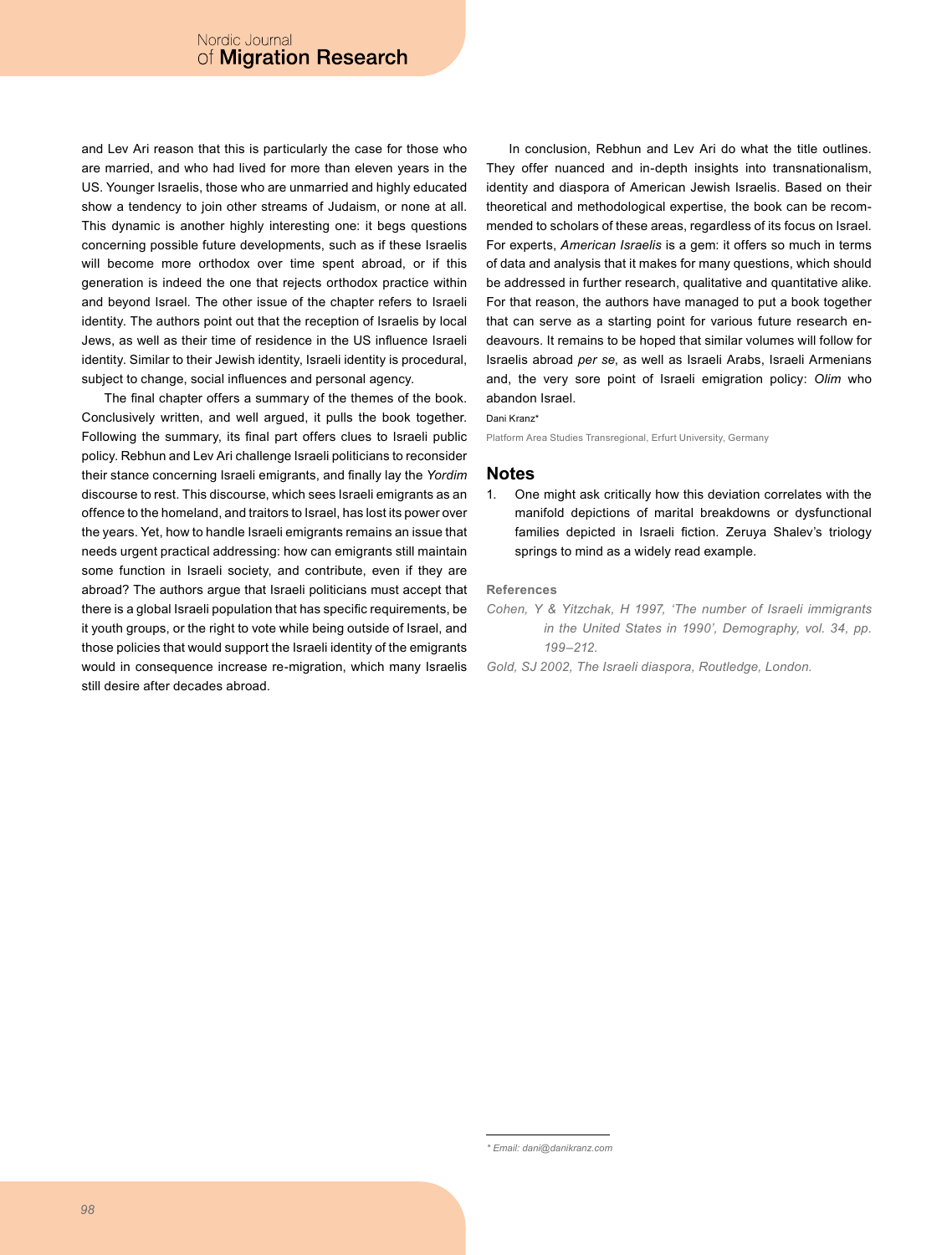and Lev Ari reason that this is particularly the case for those who are married, and who had lived for more than eleven years in the US. Younger Israelis, those who are unmarried and highly educated show a tendency to join other streams of Judaism, or none at all. This dynamic is another highly interesting one: it begs questions concerning possible future developments, such as if these Israelis will become more orthodox over time spent abroad, or if this generation is indeed the one that rejects orthodox practice within and beyond Israel. The other issue of the chapter refers to Israeli identity. The authors point out that the reception of Israelis by local Jews, as well as their time of residence in the US influence Israeli identity. Similar to their Jewish identity, Israeli identity is procedural, subject to change, social influences and personal agency.

The final chapter offers a summary of the themes of the book. Conclusively written, and well argued, it pulls the book together. Following the summary, its final part offers clues to Israeli public policy. Rebhun and Lev Ari challenge Israeli politicians to reconsider their stance concerning Israeli emigrants, and finally lay the *Yordim* discourse to rest. This discourse, which sees Israeli emigrants as an offence to the homeland, and traitors to Israel, has lost its power over the years. Yet, how to handle Israeli emigrants remains an issue that needs urgent practical addressing: how can emigrants still maintain some function in Israeli society, and contribute, even if they are abroad? The authors argue that Israeli politicians must accept that there is a global Israeli population that has specific requirements, be it youth groups, or the right to vote while being outside of Israel, and those policies that would support the Israeli identity of the emigrants would in consequence increase re-migration, which many Israelis still desire after decades abroad.

In conclusion, Rebhun and Lev Ari do what the title outlines. They offer nuanced and in-depth insights into transnationalism, identity and diaspora of American Jewish Israelis. Based on their theoretical and methodological expertise, the book can be recommended to scholars of these areas, regardless of its focus on Israel. For experts, *American Israelis* is a gem: it offers so much in terms of data and analysis that it makes for many questions, which should be addressed in further research, qualitative and quantitative alike. For that reason, the authors have managed to put a book together that can serve as a starting point for various future research endeavours. It remains to be hoped that similar volumes will follow for Israelis abroad *per se*, as well as Israeli Arabs, Israeli Armenians and, the very sore point of Israeli emigration policy: *Olim* who abandon Israel.

Dani Kranz*

Platform Area Studies Transregional, Erfurt University, Germany

## Notes

1. One might ask critically how this deviation correlates with the manifold depictions of marital breakdowns or dysfunctional families depicted in Israeli fiction. Zeruya Shalev's triology springs to mind as a widely read example.

### References

Cohen, Y & Yitzchak, H 1997, 'The number of Israeli immigrants in the United States in 1990', *Demography*, vol. 34, pp. 199–212.

Gold, SJ 2002, *The Israeli diaspora*, Routledge, London.

\* Email: dani@danikranz.com